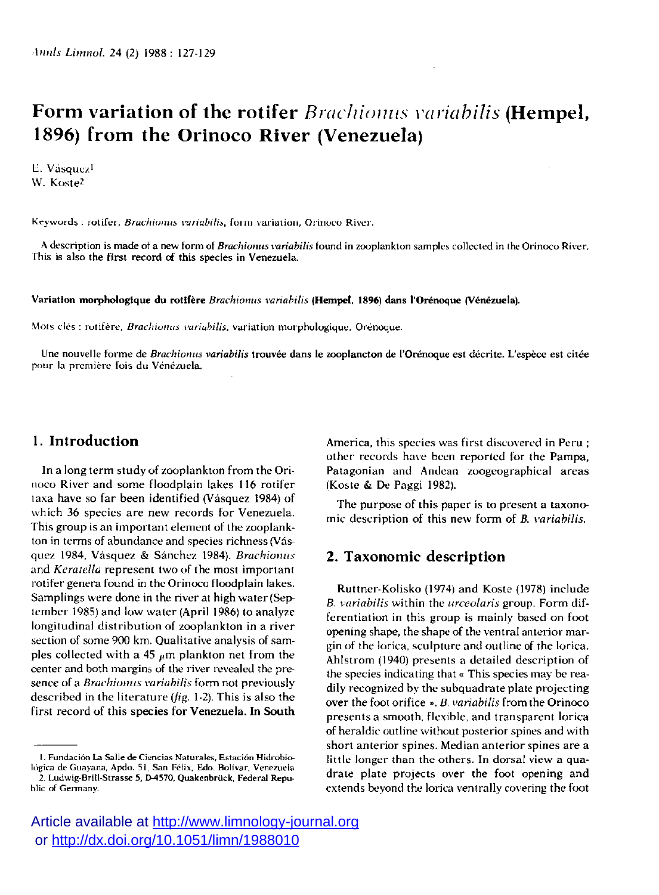# Form variation of the rotifer *Brachionus variabilis* (Hempel, 1896) from the Orinoco River (Venezuela)

E. Vásquez[1]
W. Koste[2]

Keywords : rotifer, *Brachionus variabilis*, form variation, Orinoco River.

A description is made of a new form of *Brachionus variabilis* found in zooplankton samples collected in the Orinoco River. This is also the first record of this species in Venezuela.

**Variation morphologique du rotifère *Brachionus variabilis* (Hempel, 1896) dans l'Orénoque (Vénézuela).**

Mots clés : rotifère, *Brachionus variabilis*, variation morphologique, Orénoque.

Une nouvelle forme de *Brachionus variabilis* trouvée dans le zooplancton de l'Orénoque est décrite. L'espèce est citée pour la première fois du Vénézuela.

## 1. Introduction

In a long term study of zooplankton from the Orinoco River and some floodplain lakes 116 rotifer taxa have so far been identified (Vásquez 1984) of which 36 species are new records for Venezuela. This group is an important element of the zooplankton in terms of abundance and species richness (Vásquez 1984, Vásquez & Sánchez 1984). *Brachionus* and *Keratella* represent two of the most important rotifer genera found in the Orinoco floodplain lakes. Samplings were done in the river at high water (September 1985) and low water (April 1986) to analyze longitudinal distribution of zooplankton in a river section of some 900 km. Qualitative analysis of samples collected with a 45 $\mu$m plankton net from the center and both margins of the river revealed the presence of a *Brachionus variabilis* form not previously described in the literature (*fig.* 1-2). This is also the first record of this species for Venezuela. In South America, this species was first discovered in Peru ; other records have been reported for the Pampa, Patagonian and Andean zoogeographical areas (Koste & De Paggi 1982).

The purpose of this paper is to present a taxonomic description of this new form of *B. variabilis*.

## 2. Taxonomic description

Ruttner-Kolisko (1974) and Koste (1978) include *B. variabilis* within the *urceolaris* group. Form differentiation in this group is mainly based on foot opening shape, the shape of the ventral anterior margin of the lorica, sculpture and outline of the lorica. Ahlstrom (1940) presents a detailed description of the species indicating that « This species may be readily recognized by the subquadrate plate projecting over the foot orifice ». *B. variabilis* from the Orinoco presents a smooth, flexible, and transparent lorica of heraldic outline without posterior spines and with short anterior spines. Median anterior spines are a little longer than the others. In dorsal view a quadrate plate projects over the foot opening and extends beyond the lorica ventrally covering the foot

1. Fundación La Salle de Ciencias Naturales, Estación Hidrobiológica de Guayana, Apdo. 51, San Félix, Edo. Bolívar, Venezuela
2. Ludwig-Brill-Strasse 5, D-4570, Quakenbrück, Federal Republic of Germany.

Article available at http://www.limnology-journal.org or http://dx.doi.org/10.1051/limn/1988010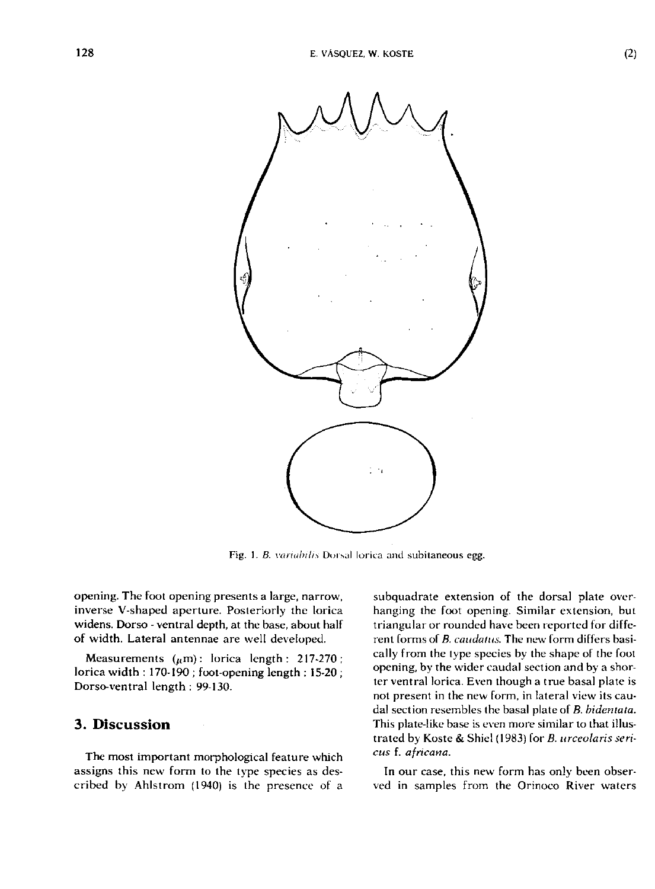Fig. 1. *B. variabilis* Dorsal lorica and subitaneous egg.

opening. The foot opening presents a large, narrow, inverse V-shaped aperture. Posteriorly the lorica widens. Dorso - ventral depth, at the base, about half of width. Lateral antennae are well developed.

Measurements ($\mu$m): lorica length : 217-270 ; lorica width : 170-190 ; foot-opening length : 15-20 ; Dorso-ventral length : 99-130.

## 3. Discussion

The most important morphological feature which assigns this new form to the type species as described by Ahlstrom (1940) is the presence of a subquadrate extension of the dorsal plate overhanging the foot opening. Similar extension, but triangular or rounded have been reported for different forms of *B. caudatus*. The new form differs basically from the type species by the shape of the foot opening, by the wider caudal section and by a shorter ventral lorica. Even though a true basal plate is not present in the new form, in lateral view its caudal section resembles the basal plate of *B. bidentata*. This plate-like base is even more similar to that illustrated by Koste & Shiel (1983) for *B. urceolaris sericus* f. *africana*.

In our case, this new form has only been observed in samples from the Orinoco River waters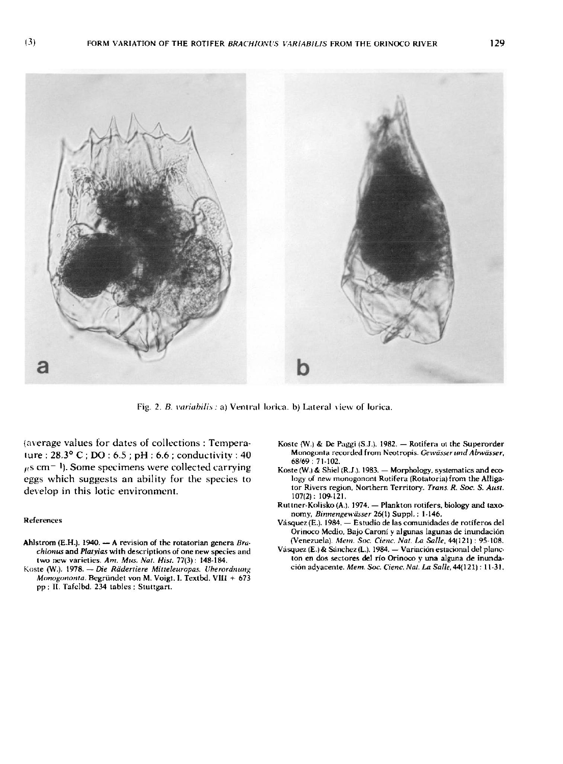a

b

Fig. 2. *B. variabilis*: a) Ventral lorica. b) Lateral view of lorica.

(average values for dates of collections : Temperature : 28.3° C ; DO : 6.5 ; pH : 6.6 ; conductivity : 40 $\mu$s cm$^{-1}$). Some specimens were collected carrying eggs which suggests an ability for the species to develop in this lotic environment.

### References

Ahlstrom (E.H.). 1940. — A revision of the rotatorian genera *Brachionus* and *Platyias* with descriptions of one new species and two new varieties. *Am. Mus. Nat. Hist.* 77(3) : 148-184.

Koste (W.). 1978. — *Die Rädertiere Mitteleuropas. Uberordnung Monogononta*. Begründet von M. Voigt. I. Textbd. VIII + 673 pp ; II. Tafelbd. 234 tables ; Stuttgart.

Koste (W.) & De Paggi (S.J.). 1982. — Rotifera of the Superorder Monogonta recorded from Neotropis. *Gewässer und Abwässer*, 68/69 : 71-102.

Koste (W.) & Shiel (R.J.). 1983. — Morphology, systematics and ecology of new monogonont Rotifera (Rotatoria) from the Alligator Rivers region, Northern Territory. *Trans. R. Soc. S. Aust.* 107(2) : 109-121.

Ruttner-Kolisko (A.). 1974. — Plankton rotifers, biology and taxonomy, *Binnengewässer* 26(1) Suppl. : 1-146.

Vásquez (E.). 1984. — Estudio de las comunidades de rotíferos del Orinoco Medio, Bajo Caroní y algunas lagunas de inundación (Venezuela). *Mem. Soc. Cienc. Nat. La Salle*, 44(121) : 95-108.

Vásquez (E.) & Sánchez (L.). 1984. — Variación estacional del plancton en dos sectores del río Orinoco y una alguna de inundación adyacente. *Mem. Soc. Cienc. Nat. La Salle*, 44(121) : 11-31.